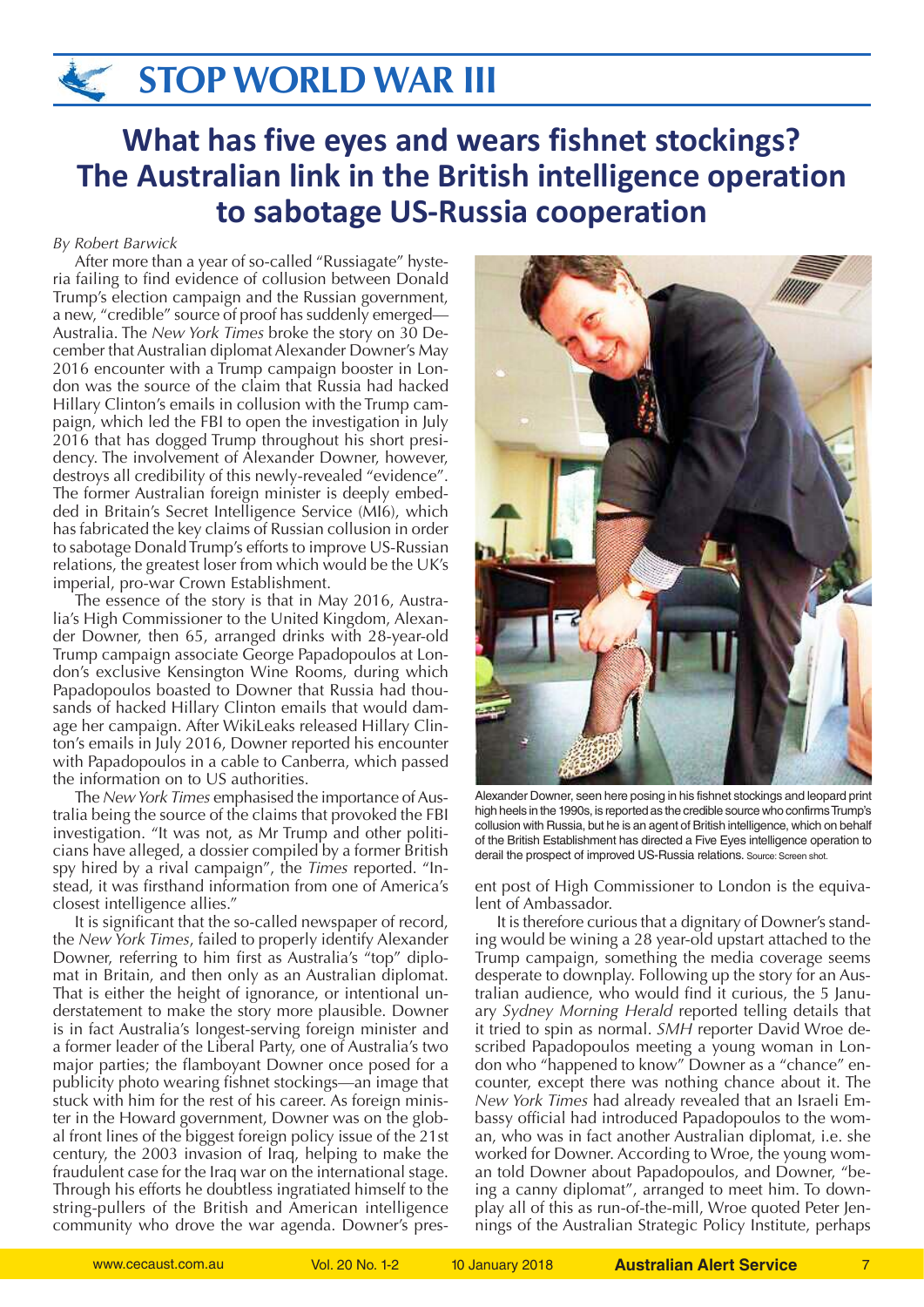# STOP WORLD WAR III

## What has five eyes and wears fishnet stockings? The Australian link in the British intelligence operation to sabotage US-Russia cooperation

*By Robert Barwick*

After more than a year of so-called "Russiagate" hysteria failing to find evidence of collusion between Donald Trump's election campaign and the Russian government, a new, "credible" source of proof has suddenly emerged—Australia. The *New York Times* broke the story on 30 December that Australian diplomat Alexander Downer's May 2016 encounter with a Trump campaign booster in London was the source of the claim that Russia had hacked Hillary Clinton's emails in collusion with the Trump campaign, which led the FBI to open the investigation in July 2016 that has dogged Trump throughout his short presidency. The involvement of Alexander Downer, however, destroys all credibility of this newly-revealed "evidence". The former Australian foreign minister is deeply embedded in Britain's Secret Intelligence Service (MI6), which has fabricated the key claims of Russian collusion in order to sabotage Donald Trump's efforts to improve US-Russian relations, the greatest loser from which would be the UK's imperial, pro-war Crown Establishment.

The essence of the story is that in May 2016, Australia's High Commissioner to the United Kingdom, Alexander Downer, then 65, arranged drinks with 28-year-old Trump campaign associate George Papadopoulos at London's exclusive Kensington Wine Rooms, during which Papadopoulos boasted to Downer that Russia had thousands of hacked Hillary Clinton emails that would damage her campaign. After WikiLeaks released Hillary Clinton's emails in July 2016, Downer reported his encounter with Papadopoulos in a cable to Canberra, which passed the information on to US authorities.

The *New York Times* emphasised the importance of Australia being the source of the claims that provoked the FBI investigation. "It was not, as Mr Trump and other politicians have alleged, a dossier compiled by a former British spy hired by a rival campaign", the *Times* reported. "Instead, it was firsthand information from one of America's closest intelligence allies."

It is significant that the so-called newspaper of record, the *New York Times*, failed to properly identify Alexander Downer, referring to him first as Australia's "top" diplomat in Britain, and then only as an Australian diplomat. That is either the height of ignorance, or intentional understatement to make the story more plausible. Downer is in fact Australia's longest-serving foreign minister and a former leader of the Liberal Party, one of Australia's two major parties; the flamboyant Downer once posed for a publicity photo wearing fishnet stockings—an image that stuck with him for the rest of his career. As foreign minister in the Howard government, Downer was on the global front lines of the biggest foreign policy issue of the 21st century, the 2003 invasion of Iraq, helping to make the fraudulent case for the Iraq war on the international stage. Through his efforts he doubtless ingratiated himself to the string-pullers of the British and American intelligence community who drove the war agenda. Downer's present post of High Commissioner to London is the equivalent of Ambassador.

Alexander Downer, seen here posing in his fishnet stockings and leopard print high heels in the 1990s, is reported as the credible source who confirms Trump's collusion with Russia, but he is an agent of British intelligence, which on behalf of the British Establishment has directed a Five Eyes intelligence operation to derail the prospect of improved US-Russia relations. Source: Screen shot.

It is therefore curious that a dignitary of Downer's standing would be wining a 28 year-old upstart attached to the Trump campaign, something the media coverage seems desperate to downplay. Following up the story for an Australian audience, who would find it curious, the 5 January *Sydney Morning Herald* reported telling details that it tried to spin as normal. *SMH* reporter David Wroe described Papadopoulos meeting a young woman in London who "happened to know" Downer as a "chance" encounter, except there was nothing chance about it. The *New York Times* had already revealed that an Israeli Embassy official had introduced Papadopoulos to the woman, who was in fact another Australian diplomat, i.e. she worked for Downer. According to Wroe, the young woman told Downer about Papadopoulos, and Downer, "being a canny diplomat", arranged to meet him. To downplay all of this as run-of-the-mill, Wroe quoted Peter Jennings of the Australian Strategic Policy Institute, perhaps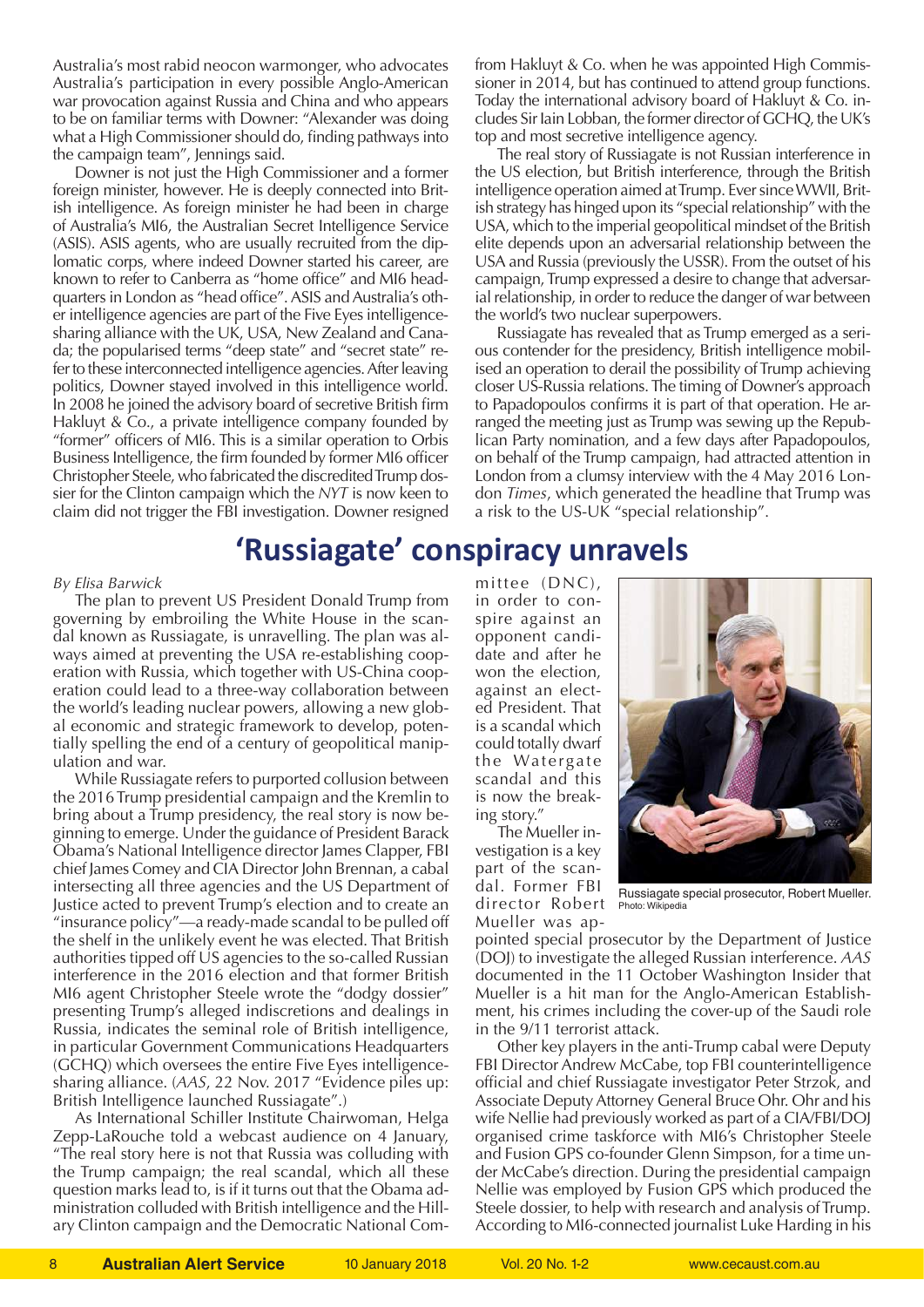Australia's most rabid neocon warmonger, who advocates Australia's participation in every possible Anglo-American war provocation against Russia and China and who appears to be on familiar terms with Downer: "Alexander was doing what a High Commissioner should do, finding pathways into the campaign team", Jennings said.

Downer is not just the High Commissioner and a former foreign minister, however. He is deeply connected into British intelligence. As foreign minister he had been in charge of Australia's MI6, the Australian Secret Intelligence Service (ASIS). ASIS agents, who are usually recruited from the diplomatic corps, where indeed Downer started his career, are known to refer to Canberra as "home office" and MI6 headquarters in London as "head office". ASIS and Australia's other intelligence agencies are part of the Five Eyes intelligence-sharing alliance with the UK, USA, New Zealand and Canada; the popularised terms "deep state" and "secret state" refer to these interconnected intelligence agencies. After leaving politics, Downer stayed involved in this intelligence world. In 2008 he joined the advisory board of secretive British firm Hakluyt & Co., a private intelligence company founded by "former" officers of MI6. This is a similar operation to Orbis Business Intelligence, the firm founded by former MI6 officer Christopher Steele, who fabricated the discredited Trump dossier for the Clinton campaign which the *NYT* is now keen to claim did not trigger the FBI investigation. Downer resigned from Hakluyt & Co. when he was appointed High Commissioner in 2014, but has continued to attend group functions. Today the international advisory board of Hakluyt & Co. includes Sir Iain Lobban, the former director of GCHQ, the UK's top and most secretive intelligence agency.

The real story of Russiagate is not Russian interference in the US election, but British interference, through the British intelligence operation aimed at Trump. Ever since WWII, British strategy has hinged upon its "special relationship" with the USA, which to the imperial geopolitical mindset of the British elite depends upon an adversarial relationship between the USA and Russia (previously the USSR). From the outset of his campaign, Trump expressed a desire to change that adversarial relationship, in order to reduce the danger of war between the world's two nuclear superpowers.

Russiagate has revealed that as Trump emerged as a serious contender for the presidency, British intelligence mobilised an operation to derail the possibility of Trump achieving closer US-Russia relations. The timing of Downer's approach to Papadopoulos confirms it is part of that operation. He arranged the meeting just as Trump was sewing up the Republican Party nomination, and a few days after Papadopoulos, on behalf of the Trump campaign, had attracted attention in London from a clumsy interview with the 4 May 2016 London *Times*, which generated the headline that Trump was a risk to the US-UK "special relationship".

# 'Russiagate' conspiracy unravels

*By Elisa Barwick*

The plan to prevent US President Donald Trump from governing by embroiling the White House in the scandal known as Russiagate, is unravelling. The plan was always aimed at preventing the USA re-establishing cooperation with Russia, which together with US-China cooperation could lead to a three-way collaboration between the world's leading nuclear powers, allowing a new global economic and strategic framework to develop, potentially spelling the end of a century of geopolitical manipulation and war.

While Russiagate refers to purported collusion between the 2016 Trump presidential campaign and the Kremlin to bring about a Trump presidency, the real story is now beginning to emerge. Under the guidance of President Barack Obama's National Intelligence director James Clapper, FBI chief James Comey and CIA Director John Brennan, a cabal intersecting all three agencies and the US Department of Justice acted to prevent Trump's election and to create an "insurance policy"—a ready-made scandal to be pulled off the shelf in the unlikely event he was elected. That British authorities tipped off US agencies to the so-called Russian interference in the 2016 election and that former British MI6 agent Christopher Steele wrote the "dodgy dossier" presenting Trump's alleged indiscretions and dealings in Russia, indicates the seminal role of British intelligence, in particular Government Communications Headquarters (GCHQ) which oversees the entire Five Eyes intelligence-sharing alliance. (*AAS*, 22 Nov. 2017 "Evidence piles up: British Intelligence launched Russiagate".)

As International Schiller Institute Chairwoman, Helga Zepp-LaRouche told a webcast audience on 4 January, "The real story here is not that Russia was colluding with the Trump campaign; the real scandal, which all these question marks lead to, is if it turns out that the Obama administration colluded with British intelligence and the Hillary Clinton campaign and the Democratic National Committee (DNC), in order to conspire against an opponent candidate and after he won the election, against an elected President. That is a scandal which could totally dwarf the Watergate scandal and this is now the breaking story."

The Mueller investigation is a key part of the scandal. Former FBI director Robert Mueller was appointed special prosecutor by the Department of Justice (DOJ) to investigate the alleged Russian interference. *AAS* documented in the 11 October Washington Insider that Mueller is a hit man for the Anglo-American Establishment, his crimes including the cover-up of the Saudi role in the 9/11 terrorist attack.

Russiagate special prosecutor, Robert Mueller. Photo: Wikipedia

Other key players in the anti-Trump cabal were Deputy FBI Director Andrew McCabe, top FBI counterintelligence official and chief Russiagate investigator Peter Strzok, and Associate Deputy Attorney General Bruce Ohr. Ohr and his wife Nellie had previously worked as part of a CIA/FBI/DOJ organised crime taskforce with MI6's Christopher Steele and Fusion GPS co-founder Glenn Simpson, for a time under McCabe's direction. During the presidential campaign Nellie was employed by Fusion GPS which produced the Steele dossier, to help with research and analysis of Trump. According to MI6-connected journalist Luke Harding in his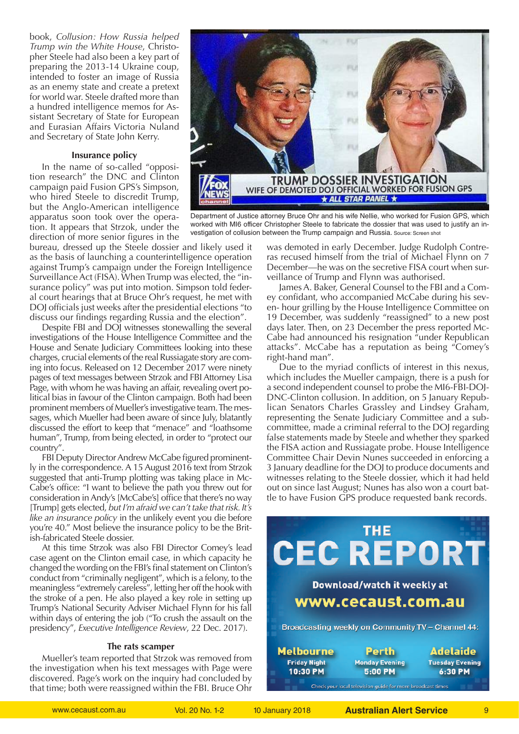book, *Collusion: How Russia helped Trump win the White House*, Christopher Steele had also been a key part of preparing the 2013-14 Ukraine coup, intended to foster an image of Russia as an enemy state and create a pretext for world war. Steele drafted more than a hundred intelligence memos for Assistant Secretary of State for European and Eurasian Affairs Victoria Nuland and Secretary of State John Kerry.

### Insurance policy

In the name of so-called "opposition research" the DNC and Clinton campaign paid Fusion GPS's Simpson, who hired Steele to discredit Trump, but the Anglo-American intelligence apparatus soon took over the operation. It appears that Strzok, under the direction of more senior figures in the bureau, dressed up the Steele dossier and likely used it as the basis of launching a counterintelligence operation against Trump's campaign under the Foreign Intelligence Surveillance Act (FISA). When Trump was elected, the "insurance policy" was put into motion. Simpson told federal court hearings that at Bruce Ohr's request, he met with DOJ officials just weeks after the presidential elections "to discuss our findings regarding Russia and the election".

Despite FBI and DOJ witnesses stonewalling the several investigations of the House Intelligence Committee and the House and Senate Judiciary Committees looking into these charges, crucial elements of the real Russiagate story are coming into focus. Released on 12 December 2017 were ninety pages of text messages between Strzok and FBI Attorney Lisa Page, with whom he was having an affair, revealing overt political bias in favour of the Clinton campaign. Both had been prominent members of Mueller's investigative team. The messages, which Mueller had been aware of since July, blatantly discussed the effort to keep that "menace" and "loathsome human", Trump, from being elected, in order to "protect our country".

FBI Deputy Director Andrew McCabe figured prominently in the correspondence. A 15 August 2016 text from Strzok suggested that anti-Trump plotting was taking place in McCabe's office: "I want to believe the path you threw out for consideration in Andy's [McCabe's] office that there's no way [Trump] gets elected, *but I'm afraid we can't take that risk. It's like an insurance policy* in the unlikely event you die before you're 40." Most believe the insurance policy to be the British-fabricated Steele dossier.

At this time Strzok was also FBI Director Comey's lead case agent on the Clinton email case, in which capacity he changed the wording on the FBI's final statement on Clinton's conduct from "criminally negligent", which is a felony, to the meaningless "extremely careless", letting her off the hook with the stroke of a pen. He also played a key role in setting up Trump's National Security Adviser Michael Flynn for his fall within days of entering the job ("To crush the assault on the presidency", *Executive Intelligence Review*, 22 Dec. 2017).

### The rats scamper

Mueller's team reported that Strzok was removed from the investigation when his text messages with Page were discovered. Page's work on the inquiry had concluded by that time; both were reassigned within the FBI. Bruce Ohr was demoted in early December. Judge Rudolph Contreras recused himself from the trial of Michael Flynn on 7 December—he was on the secretive FISA court when surveillance of Trump and Flynn was authorised.

James A. Baker, General Counsel to the FBI and a Comey confidant, who accompanied McCabe during his seven- hour grilling by the House Intelligence Committee on 19 December, was suddenly "reassigned" to a new post days later. Then, on 23 December the press reported McCabe had announced his resignation "under Republican attacks". McCabe has a reputation as being "Comey's right-hand man".

Due to the myriad conflicts of interest in this nexus, which includes the Mueller campaign, there is a push for a second independent counsel to probe the MI6-FBI-DOJ-DNC-Clinton collusion. In addition, on 5 January Republican Senators Charles Grassley and Lindsey Graham, representing the Senate Judiciary Committee and a subcommittee, made a criminal referral to the DOJ regarding false statements made by Steele and whether they sparked the FISA action and Russiagate probe. House Intelligence Committee Chair Devin Nunes succeeded in enforcing a 3 January deadline for the DOJ to produce documents and witnesses relating to the Steele dossier, which it had held out on since last August; Nunes has also won a court battle to have Fusion GPS produce requested bank records.

TRUMP DOSSIER INVESTIGATION
WIFE OF DEMOTED DOJ OFFICIAL WORKED FOR FUSION GPS
★ ALL STAR PANEL ★

Department of Justice attorney Bruce Ohr and his wife Nellie, who worked for Fusion GPS, which worked with MI6 officer Christopher Steele to fabricate the dossier that was used to justify an investigation of collusion between the Trump campaign and Russia. Source: Screen shot

THE CEC REPORT

Download/watch it weekly at www.cecaust.com.au

Broadcasting weekly on Community TV – Channel 44:

| Melbourne | Perth | Adelaide |
|---|---|---|
| Friday Night 10:30 PM | Monday Evening 5:00 PM | Tuesday Evening 6:30 PM |

Check your local television guide for more broadcast times